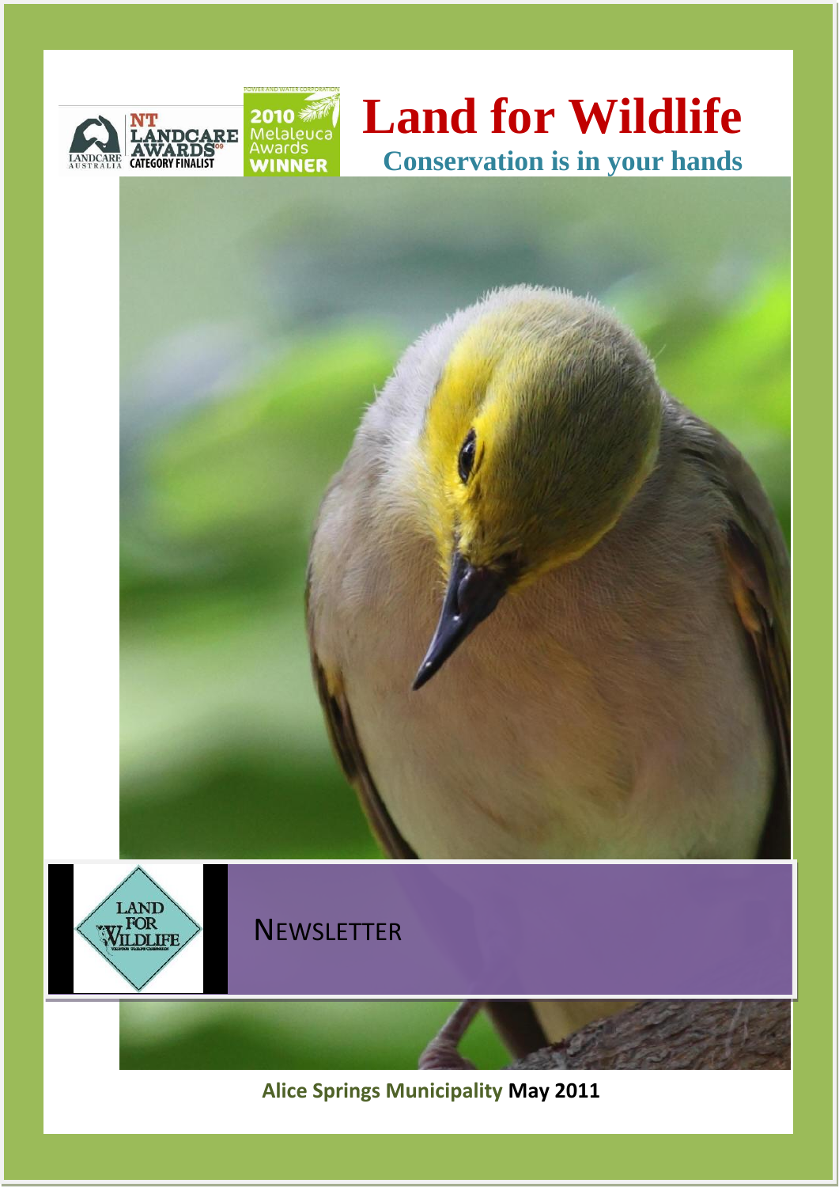# Land for Wildlife

## Conservation is in your hands

NT LANDCARE AWARDS 09 CATEGORY FINALIST

2010 Melaleuca Awards WINNER

NEWSLETTER

**Alice Springs Municipality May 2011**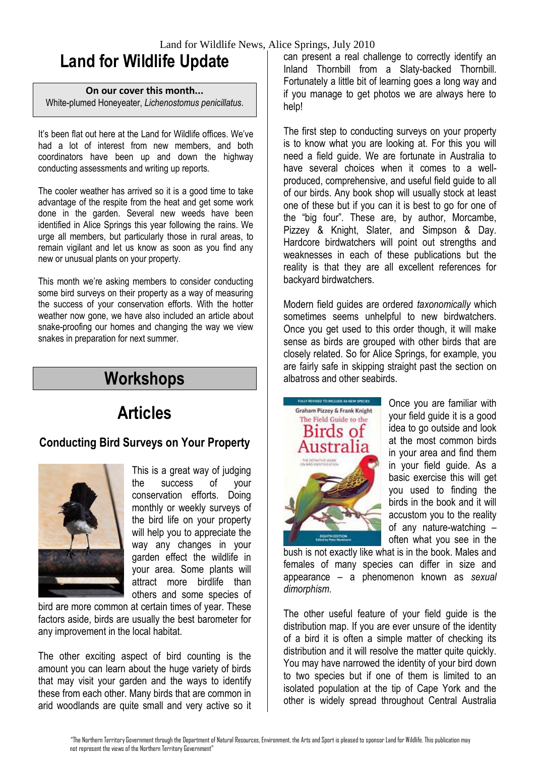# Land for Wildlife Update

**On our cover this month...**
White-plumed Honeyeater, *Lichenostomus penicillatus*.

It's been flat out here at the Land for Wildlife offices. We've had a lot of interest from new members, and both coordinators have been up and down the highway conducting assessments and writing up reports.

The cooler weather has arrived so it is a good time to take advantage of the respite from the heat and get some work done in the garden. Several new weeds have been identified in Alice Springs this year following the rains. We urge all members, but particularly those in rural areas, to remain vigilant and let us know as soon as you find any new or unusual plants on your property.

This month we're asking members to consider conducting some bird surveys on their property as a way of measuring the success of your conservation efforts. With the hotter weather now gone, we have also included an article about snake-proofing our homes and changing the way we view snakes in preparation for next summer.

## Workshops

## Articles

### Conducting Bird Surveys on Your Property

This is a great way of judging the success of your conservation efforts. Doing monthly or weekly surveys of the bird life on your property will help you to appreciate the way any changes in your garden effect the wildlife in your area. Some plants will attract more birdlife than others and some species of bird are more common at certain times of year. These factors aside, birds are usually the best barometer for any improvement in the local habitat.

The other exciting aspect of bird counting is the amount you can learn about the huge variety of birds that may visit your garden and the ways to identify these from each other. Many birds that are common in arid woodlands are quite small and very active so it can present a real challenge to correctly identify an Inland Thornbill from a Slaty-backed Thornbill. Fortunately a little bit of learning goes a long way and if you manage to get photos we are always here to help!

The first step to conducting surveys on your property is to know what you are looking at. For this you will need a field guide. We are fortunate in Australia to have several choices when it comes to a well-produced, comprehensive, and useful field guide to all of our birds. Any book shop will usually stock at least one of these but if you can it is best to go for one of the "big four". These are, by author, Morcambe, Pizzey & Knight, Slater, and Simpson & Day. Hardcore birdwatchers will point out strengths and weaknesses in each of these publications but the reality is that they are all excellent references for backyard birdwatchers.

Modern field guides are ordered *taxonomically* which sometimes seems unhelpful to new birdwatchers. Once you get used to this order though, it will make sense as birds are grouped with other birds that are closely related. So for Alice Springs, for example, you are fairly safe in skipping straight past the section on albatross and other seabirds.

Once you are familiar with your field guide it is a good idea to go outside and look at the most common birds in your area and find them in your field guide. As a basic exercise this will get you used to finding the birds in the book and it will accustom you to the reality of any nature-watching – often what you see in the bush is not exactly like what is in the book. Males and females of many species can differ in size and appearance – a phenomenon known as *sexual dimorphism*.

The other useful feature of your field guide is the distribution map. If you are ever unsure of the identity of a bird it is often a simple matter of checking its distribution and it will resolve the matter quite quickly. You may have narrowed the identity of your bird down to two species but if one of them is limited to an isolated population at the tip of Cape York and the other is widely spread throughout Central Australia

"The Northern Territory Government through the Department of Natural Resources, Environment, the Arts and Sport is pleased to sponsor Land for Wildlife. This publication may not represent the views of the Northern Territory Government"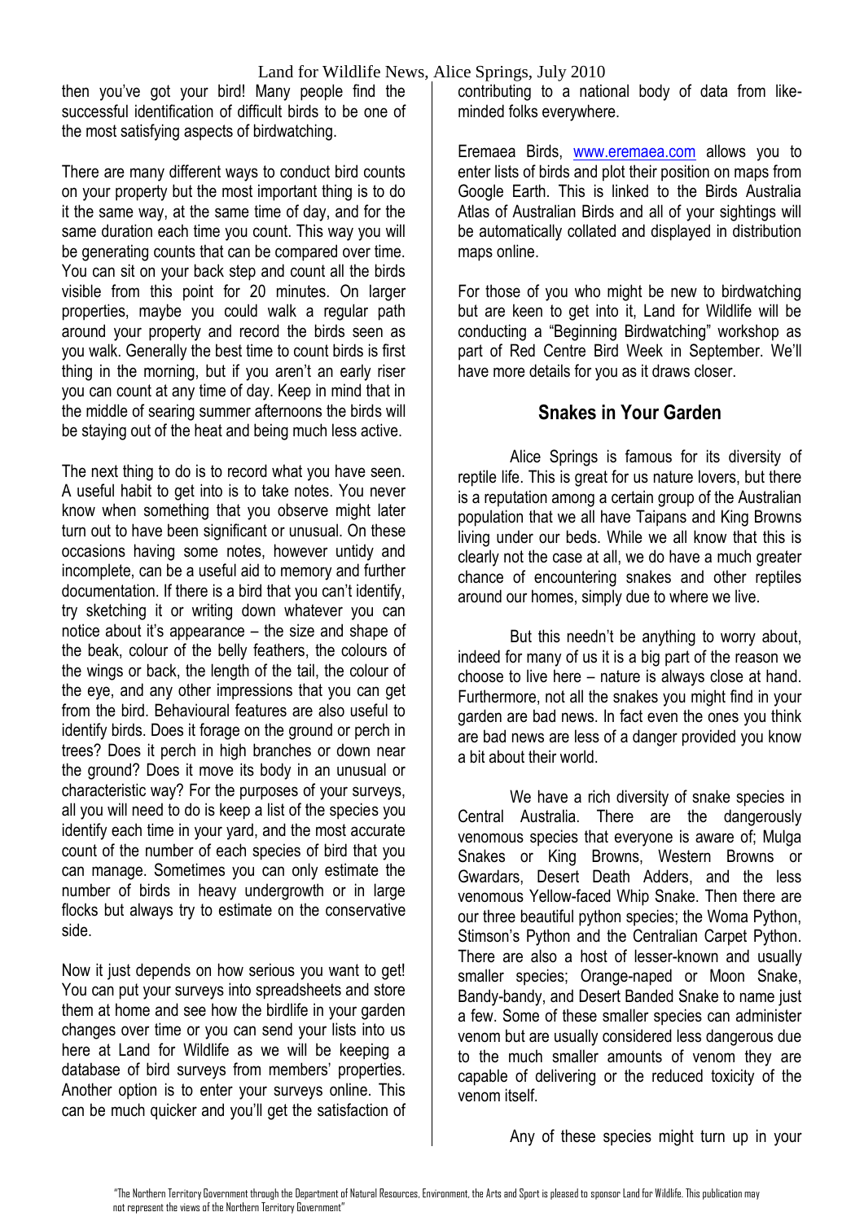then you've got your bird! Many people find the successful identification of difficult birds to be one of the most satisfying aspects of birdwatching.

There are many different ways to conduct bird counts on your property but the most important thing is to do it the same way, at the same time of day, and for the same duration each time you count. This way you will be generating counts that can be compared over time. You can sit on your back step and count all the birds visible from this point for 20 minutes. On larger properties, maybe you could walk a regular path around your property and record the birds seen as you walk. Generally the best time to count birds is first thing in the morning, but if you aren't an early riser you can count at any time of day. Keep in mind that in the middle of searing summer afternoons the birds will be staying out of the heat and being much less active.

The next thing to do is to record what you have seen. A useful habit to get into is to take notes. You never know when something that you observe might later turn out to have been significant or unusual. On these occasions having some notes, however untidy and incomplete, can be a useful aid to memory and further documentation. If there is a bird that you can't identify, try sketching it or writing down whatever you can notice about it's appearance – the size and shape of the beak, colour of the belly feathers, the colours of the wings or back, the length of the tail, the colour of the eye, and any other impressions that you can get from the bird. Behavioural features are also useful to identify birds. Does it forage on the ground or perch in trees? Does it perch in high branches or down near the ground? Does it move its body in an unusual or characteristic way? For the purposes of your surveys, all you will need to do is keep a list of the species you identify each time in your yard, and the most accurate count of the number of each species of bird that you can manage. Sometimes you can only estimate the number of birds in heavy undergrowth or in large flocks but always try to estimate on the conservative side.

Now it just depends on how serious you want to get! You can put your surveys into spreadsheets and store them at home and see how the birdlife in your garden changes over time or you can send your lists into us here at Land for Wildlife as we will be keeping a database of bird surveys from members' properties. Another option is to enter your surveys online. This can be much quicker and you'll get the satisfaction of contributing to a national body of data from like-minded folks everywhere.

Eremaea Birds, www.eremaea.com allows you to enter lists of birds and plot their position on maps from Google Earth. This is linked to the Birds Australia Atlas of Australian Birds and all of your sightings will be automatically collated and displayed in distribution maps online.

For those of you who might be new to birdwatching but are keen to get into it, Land for Wildlife will be conducting a "Beginning Birdwatching" workshop as part of Red Centre Bird Week in September. We'll have more details for you as it draws closer.

## Snakes in Your Garden

Alice Springs is famous for its diversity of reptile life. This is great for us nature lovers, but there is a reputation among a certain group of the Australian population that we all have Taipans and King Browns living under our beds. While we all know that this is clearly not the case at all, we do have a much greater chance of encountering snakes and other reptiles around our homes, simply due to where we live.

But this needn't be anything to worry about, indeed for many of us it is a big part of the reason we choose to live here – nature is always close at hand. Furthermore, not all the snakes you might find in your garden are bad news. In fact even the ones you think are bad news are less of a danger provided you know a bit about their world.

We have a rich diversity of snake species in Central Australia. There are the dangerously venomous species that everyone is aware of; Mulga Snakes or King Browns, Western Browns or Gwardars, Desert Death Adders, and the less venomous Yellow-faced Whip Snake. Then there are our three beautiful python species; the Woma Python, Stimson's Python and the Centralian Carpet Python. There are also a host of lesser-known and usually smaller species; Orange-naped or Moon Snake, Bandy-bandy, and Desert Banded Snake to name just a few. Some of these smaller species can administer venom but are usually considered less dangerous due to the much smaller amounts of venom they are capable of delivering or the reduced toxicity of the venom itself.

Any of these species might turn up in your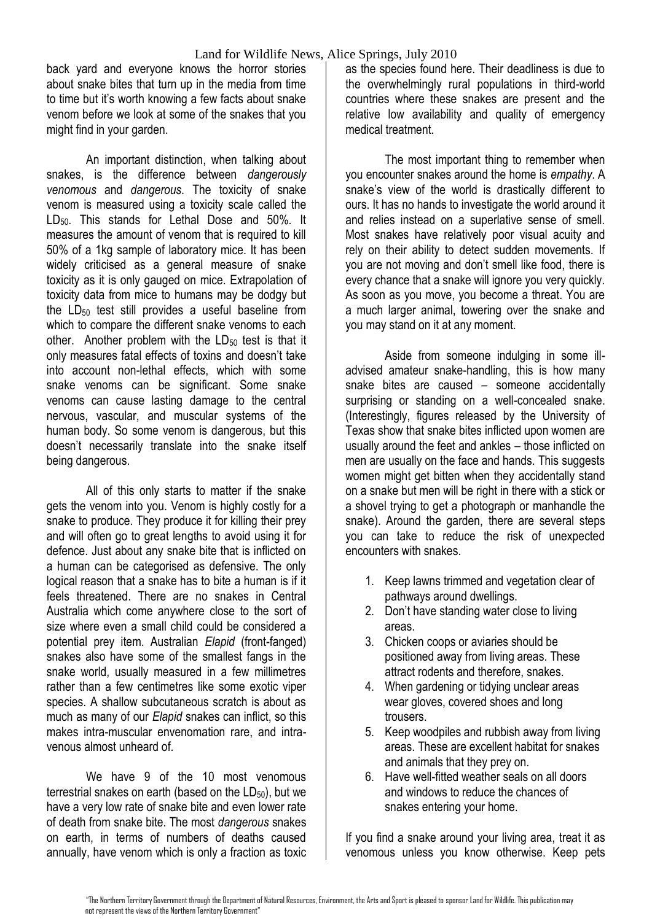back yard and everyone knows the horror stories about snake bites that turn up in the media from time to time but it's worth knowing a few facts about snake venom before we look at some of the snakes that you might find in your garden.

An important distinction, when talking about snakes, is the difference between *dangerously venomous* and *dangerous*. The toxicity of snake venom is measured using a toxicity scale called the $LD_{50}$. This stands for Lethal Dose and 50%. It measures the amount of venom that is required to kill 50% of a 1kg sample of laboratory mice. It has been widely criticised as a general measure of snake toxicity as it is only gauged on mice. Extrapolation of toxicity data from mice to humans may be dodgy but the $LD_{50}$ test still provides a useful baseline from which to compare the different snake venoms to each other. Another problem with the $LD_{50}$ test is that it only measures fatal effects of toxins and doesn't take into account non-lethal effects, which with some snake venoms can be significant. Some snake venoms can cause lasting damage to the central nervous, vascular, and muscular systems of the human body. So some venom is dangerous, but this doesn't necessarily translate into the snake itself being dangerous.

All of this only starts to matter if the snake gets the venom into you. Venom is highly costly for a snake to produce. They produce it for killing their prey and will often go to great lengths to avoid using it for defence. Just about any snake bite that is inflicted on a human can be categorised as defensive. The only logical reason that a snake has to bite a human is if it feels threatened. There are no snakes in Central Australia which come anywhere close to the sort of size where even a small child could be considered a potential prey item. Australian *Elapid* (front-fanged) snakes also have some of the smallest fangs in the snake world, usually measured in a few millimetres rather than a few centimetres like some exotic viper species. A shallow subcutaneous scratch is about as much as many of our *Elapid* snakes can inflict, so this makes intra-muscular envenomation rare, and intra-venous almost unheard of.

We have 9 of the 10 most venomous terrestrial snakes on earth (based on the $LD_{50}$), but we have a very low rate of snake bite and even lower rate of death from snake bite. The most *dangerous* snakes on earth, in terms of numbers of deaths caused annually, have venom which is only a fraction as toxic as the species found here. Their deadliness is due to the overwhelmingly rural populations in third-world countries where these snakes are present and the relative low availability and quality of emergency medical treatment.

The most important thing to remember when you encounter snakes around the home is *empathy*. A snake's view of the world is drastically different to ours. It has no hands to investigate the world around it and relies instead on a superlative sense of smell. Most snakes have relatively poor visual acuity and rely on their ability to detect sudden movements. If you are not moving and don't smell like food, there is every chance that a snake will ignore you very quickly. As soon as you move, you become a threat. You are a much larger animal, towering over the snake and you may stand on it at any moment.

Aside from someone indulging in some ill-advised amateur snake-handling, this is how many snake bites are caused – someone accidentally surprising or standing on a well-concealed snake. (Interestingly, figures released by the University of Texas show that snake bites inflicted upon women are usually around the feet and ankles – those inflicted on men are usually on the face and hands. This suggests women might get bitten when they accidentally stand on a snake but men will be right in there with a stick or a shovel trying to get a photograph or manhandle the snake). Around the garden, there are several steps you can take to reduce the risk of unexpected encounters with snakes.

1. Keep lawns trimmed and vegetation clear of pathways around dwellings.
2. Don't have standing water close to living areas.
3. Chicken coops or aviaries should be positioned away from living areas. These attract rodents and therefore, snakes.
4. When gardening or tidying unclear areas wear gloves, covered shoes and long trousers.
5. Keep woodpiles and rubbish away from living areas. These are excellent habitat for snakes and animals that they prey on.
6. Have well-fitted weather seals on all doors and windows to reduce the chances of snakes entering your home.

If you find a snake around your living area, treat it as venomous unless you know otherwise. Keep pets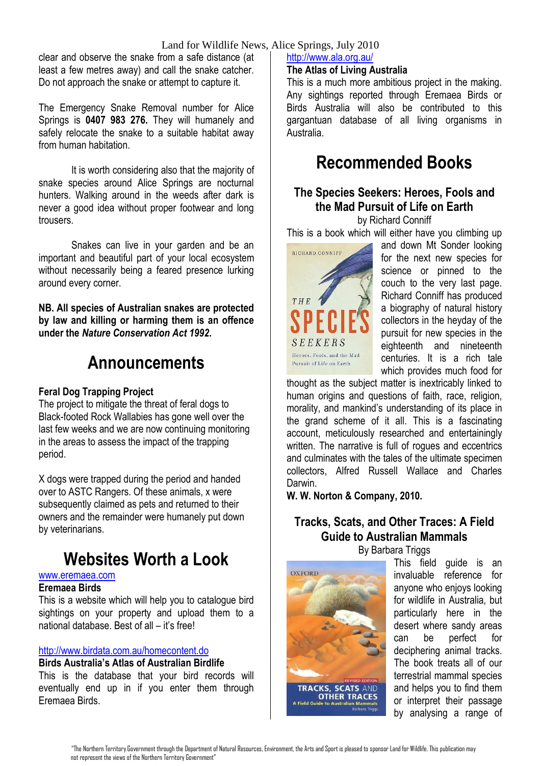clear and observe the snake from a safe distance (at least a few metres away) and call the snake catcher. Do not approach the snake or attempt to capture it.

The Emergency Snake Removal number for Alice Springs is **0407 983 276.** They will humanely and safely relocate the snake to a suitable habitat away from human habitation.

It is worth considering also that the majority of snake species around Alice Springs are nocturnal hunters. Walking around in the weeds after dark is never a good idea without proper footwear and long trousers.

Snakes can live in your garden and be an important and beautiful part of your local ecosystem without necessarily being a feared presence lurking around every corner.

**NB. All species of Australian snakes are protected by law and killing or harming them is an offence under the *Nature Conservation Act 1992*.**

# Announcements

**Feral Dog Trapping Project**

The project to mitigate the threat of feral dogs to Black-footed Rock Wallabies has gone well over the last few weeks and we are now continuing monitoring in the areas to assess the impact of the trapping period.

X dogs were trapped during the period and handed over to ASTC Rangers. Of these animals, x were subsequently claimed as pets and returned to their owners and the remainder were humanely put down by veterinarians.

# Websites Worth a Look

www.eremaea.com

**Eremaea Birds**

This is a website which will help you to catalogue bird sightings on your property and upload them to a national database. Best of all – it's free!

http://www.birdata.com.au/homecontent.do

**Birds Australia's Atlas of Australian Birdlife**

This is the database that your bird records will eventually end up in if you enter them through Eremaea Birds.

http://www.ala.org.au/

**The Atlas of Living Australia**

This is a much more ambitious project in the making. Any sightings reported through Eremaea Birds or Birds Australia will also be contributed to this gargantuan database of all living organisms in Australia.

# Recommended Books

## The Species Seekers: Heroes, Fools and the Mad Pursuit of Life on Earth

by Richard Conniff

This is a book which will either have you climbing up and down Mt Sonder looking for the next new species for science or pinned to the couch to the very last page. Richard Conniff has produced a biography of natural history collectors in the heyday of the pursuit for new species in the eighteenth and nineteenth centuries. It is a rich tale which provides much food for thought as the subject matter is inextricably linked to human origins and questions of faith, race, religion, morality, and mankind's understanding of its place in the grand scheme of it all. This is a fascinating account, meticulously researched and entertainingly written. The narrative is full of rogues and eccentrics and culminates with the tales of the ultimate specimen collectors, Alfred Russell Wallace and Charles Darwin.

**W. W. Norton & Company, 2010.**

## Tracks, Scats, and Other Traces: A Field Guide to Australian Mammals

By Barbara Triggs

This field guide is an invaluable reference for anyone who enjoys looking for wildlife in Australia, but particularly here in the desert where sandy areas can be perfect for deciphering animal tracks. The book treats all of our terrestrial mammal species and helps you to find them or interpret their passage by analysing a range of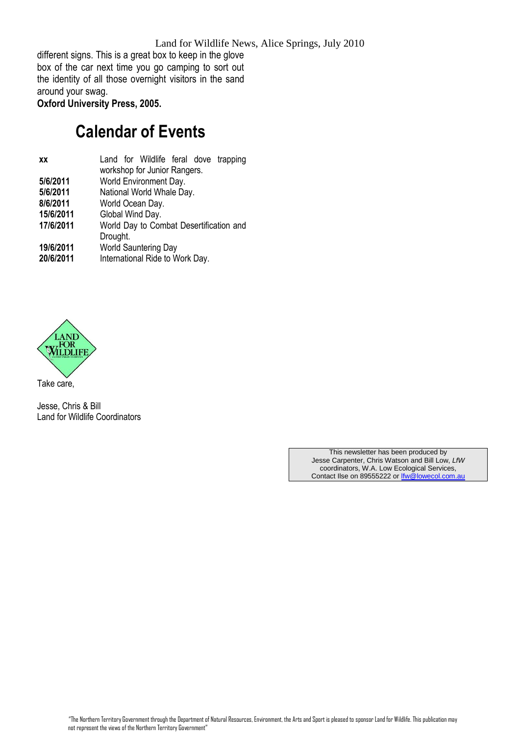different signs. This is a great box to keep in the glove box of the car next time you go camping to sort out the identity of all those overnight visitors in the sand around your swag.

**Oxford University Press, 2005.**

## Calendar of Events

| | |
|---|---|
| **xx** | Land for Wildlife feral dove trapping workshop for Junior Rangers. |
| **5/6/2011** | World Environment Day. |
| **5/6/2011** | National World Whale Day. |
| **8/6/2011** | World Ocean Day. |
| **15/6/2011** | Global Wind Day. |
| **17/6/2011** | World Day to Combat Desertification and Drought. |
| **19/6/2011** | World Sauntering Day |
| **20/6/2011** | International Ride to Work Day. |

LAND FOR WILDLIFE

Take care,

Jesse, Chris & Bill
Land for Wildlife Coordinators

This newsletter has been produced by Jesse Carpenter, Chris Watson and Bill Low, *LfW* coordinators, W.A. Low Ecological Services, Contact Ilse on 89555222 or lfw@lowecol.com.au

"The Northern Territory Government through the Department of Natural Resources, Environment, the Arts and Sport is pleased to sponsor Land for Wildlife. This publication may not represent the views of the Northern Territory Government"